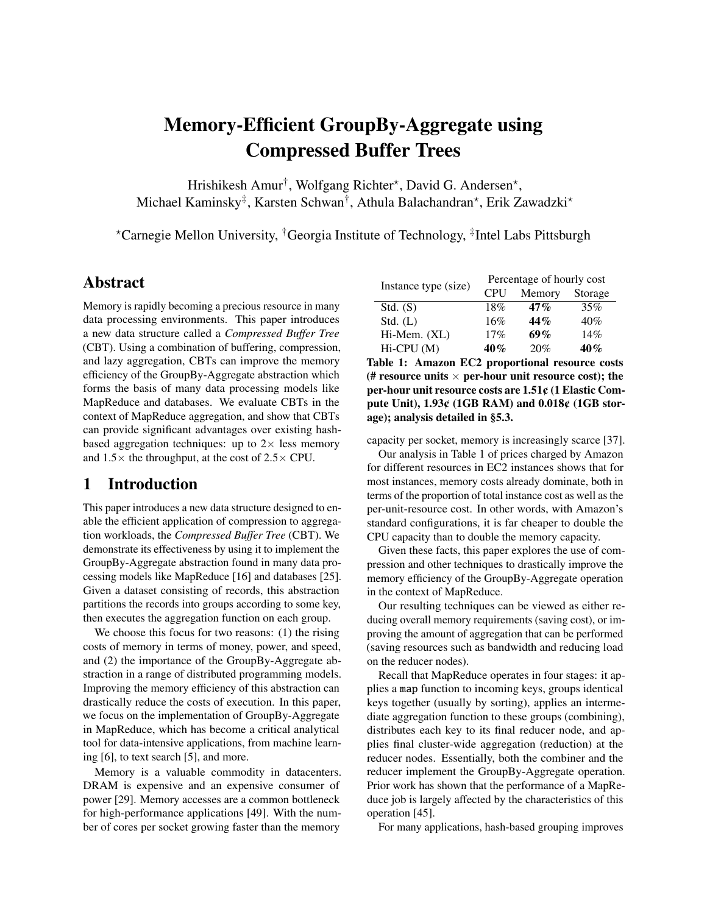# Memory-Efficient GroupBy-Aggregate using Compressed Buffer Trees

Hrishikesh Amur[†], Wolfgang Richter[⋆], David G. Andersen[⋆], Michael Kaminsky[‡], Karsten Schwan[†], Athula Balachandran[⋆], Erik Zawadzki[⋆]

[⋆]Carnegie Mellon University, [†]Georgia Institute of Technology, [‡]Intel Labs Pittsburgh

## Abstract

Memory is rapidly becoming a precious resource in many data processing environments. This paper introduces a new data structure called a *Compressed Buffer Tree* (CBT). Using a combination of buffering, compression, and lazy aggregation, CBTs can improve the memory efficiency of the GroupBy-Aggregate abstraction which forms the basis of many data processing models like MapReduce and databases. We evaluate CBTs in the context of MapReduce aggregation, and show that CBTs can provide significant advantages over existing hash-based aggregation techniques: up to 2× less memory and 1.5× the throughput, at the cost of 2.5× CPU.

## 1 Introduction

This paper introduces a new data structure designed to enable the efficient application of compression to aggregation workloads, the *Compressed Buffer Tree* (CBT). We demonstrate its effectiveness by using it to implement the GroupBy-Aggregate abstraction found in many data processing models like MapReduce [16] and databases [25]. Given a dataset consisting of records, this abstraction partitions the records into groups according to some key, then executes the aggregation function on each group.

We choose this focus for two reasons: (1) the rising costs of memory in terms of money, power, and speed, and (2) the importance of the GroupBy-Aggregate abstraction in a range of distributed programming models. Improving the memory efficiency of this abstraction can drastically reduce the costs of execution. In this paper, we focus on the implementation of GroupBy-Aggregate in MapReduce, which has become a critical analytical tool for data-intensive applications, from machine learning [6], to text search [5], and more.

Memory is a valuable commodity in datacenters. DRAM is expensive and an expensive consumer of power [29]. Memory accesses are a common bottleneck for high-performance applications [49]. With the number of cores per socket growing faster than the memory capacity per socket, memory is increasingly scarce [37].

| Instance type (size) | Percentage of hourly cost | | |
|---|---|---|---|
| | CPU | Memory | Storage |
| Std. (S) | 18% | **47%** | 35% |
| Std. (L) | 16% | **44%** | 40% |
| Hi-Mem. (XL) | 17% | **69%** | 14% |
| Hi-CPU (M) | **40%** | 20% | **40%** |

**Table 1: Amazon EC2 proportional resource costs (# resource units × per-hour unit resource cost); the per-hour unit resource costs are 1.51¢ (1 Elastic Compute Unit), 1.93¢ (1GB RAM) and 0.018¢ (1GB storage); analysis detailed in §5.3.**

Our analysis in Table 1 of prices charged by Amazon for different resources in EC2 instances shows that for most instances, memory costs already dominate, both in terms of the proportion of total instance cost as well as the per-unit-resource cost. In other words, with Amazon's standard configurations, it is far cheaper to double the CPU capacity than to double the memory capacity.

Given these facts, this paper explores the use of compression and other techniques to drastically improve the memory efficiency of the GroupBy-Aggregate operation in the context of MapReduce.

Our resulting techniques can be viewed as either reducing overall memory requirements (saving cost), or improving the amount of aggregation that can be performed (saving resources such as bandwidth and reducing load on the reducer nodes).

Recall that MapReduce operates in four stages: it applies a `map` function to incoming keys, groups identical keys together (usually by sorting), applies an intermediate aggregation function to these groups (combining), distributes each key to its final reducer node, and applies final cluster-wide aggregation (reduction) at the reducer nodes. Essentially, both the combiner and the reducer implement the GroupBy-Aggregate operation. Prior work has shown that the performance of a MapReduce job is largely affected by the characteristics of this operation [45].

For many applications, hash-based grouping improves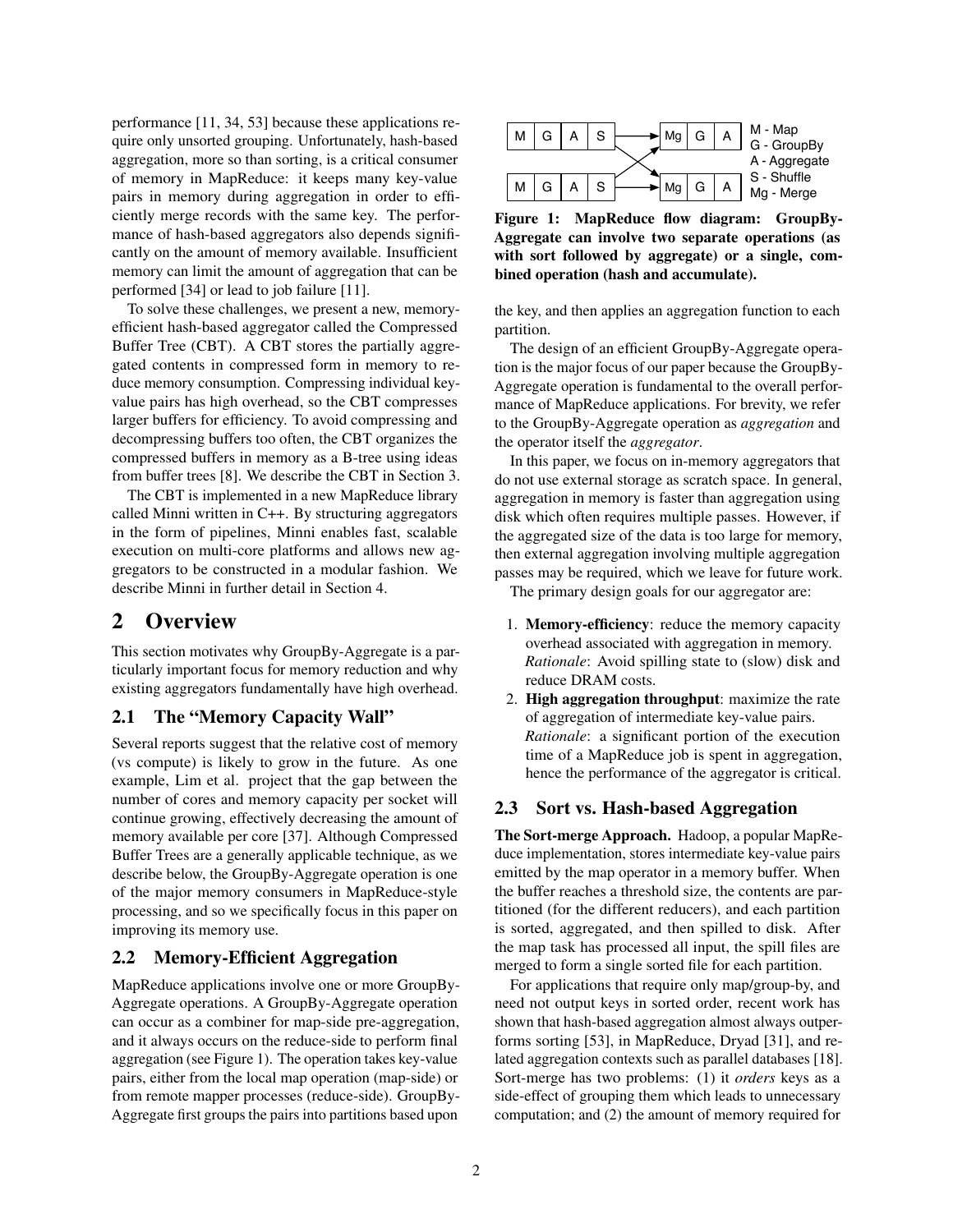performance [11, 34, 53] because these applications require only unsorted grouping. Unfortunately, hash-based aggregation, more so than sorting, is a critical consumer of memory in MapReduce: it keeps many key-value pairs in memory during aggregation in order to efficiently merge records with the same key. The performance of hash-based aggregators also depends significantly on the amount of memory available. Insufficient memory can limit the amount of aggregation that can be performed [34] or lead to job failure [11].

To solve these challenges, we present a new, memory-efficient hash-based aggregator called the Compressed Buffer Tree (CBT). A CBT stores the partially aggregated contents in compressed form in memory to reduce memory consumption. Compressing individual key-value pairs has high overhead, so the CBT compresses larger buffers for efficiency. To avoid compressing and decompressing buffers too often, the CBT organizes the compressed buffers in memory as a B-tree using ideas from buffer trees [8]. We describe the CBT in Section 3.

The CBT is implemented in a new MapReduce library called Minni written in C++. By structuring aggregators in the form of pipelines, Minni enables fast, scalable execution on multi-core platforms and allows new aggregators to be constructed in a modular fashion. We describe Minni in further detail in Section 4.

# 2 Overview

This section motivates why GroupBy-Aggregate is a particularly important focus for memory reduction and why existing aggregators fundamentally have high overhead.

## 2.1 The "Memory Capacity Wall"

Several reports suggest that the relative cost of memory (vs compute) is likely to grow in the future. As one example, Lim et al. project that the gap between the number of cores and memory capacity per socket will continue growing, effectively decreasing the amount of memory available per core [37]. Although Compressed Buffer Trees are a generally applicable technique, as we describe below, the GroupBy-Aggregate operation is one of the major memory consumers in MapReduce-style processing, and so we specifically focus in this paper on improving its memory use.

## 2.2 Memory-Efficient Aggregation

MapReduce applications involve one or more GroupBy-Aggregate operations. A GroupBy-Aggregate operation can occur as a combiner for map-side pre-aggregation, and it always occurs on the reduce-side to perform final aggregation (see Figure 1). The operation takes key-value pairs, either from the local map operation (map-side) or from remote mapper processes (reduce-side). GroupBy-Aggregate first groups the pairs into partitions based upon the key, and then applies an aggregation function to each partition.

M - Map
G - GroupBy
A - Aggregate
S - Shuffle
Mg - Merge

**Figure 1: MapReduce flow diagram: GroupBy-Aggregate can involve two separate operations (as with sort followed by aggregate) or a single, combined operation (hash and accumulate).**

The design of an efficient GroupBy-Aggregate operation is the major focus of our paper because the GroupBy-Aggregate operation is fundamental to the overall performance of MapReduce applications. For brevity, we refer to the GroupBy-Aggregate operation as *aggregation* and the operator itself the *aggregator*.

In this paper, we focus on in-memory aggregators that do not use external storage as scratch space. In general, aggregation in memory is faster than aggregation using disk which often requires multiple passes. However, if the aggregated size of the data is too large for memory, then external aggregation involving multiple aggregation passes may be required, which we leave for future work.

The primary design goals for our aggregator are:

1. **Memory-efficiency**: reduce the memory capacity overhead associated with aggregation in memory. *Rationale*: Avoid spilling state to (slow) disk and reduce DRAM costs.
2. **High aggregation throughput**: maximize the rate of aggregation of intermediate key-value pairs. *Rationale*: a significant portion of the execution time of a MapReduce job is spent in aggregation, hence the performance of the aggregator is critical.

## 2.3 Sort vs. Hash-based Aggregation

**The Sort-merge Approach.** Hadoop, a popular MapReduce implementation, stores intermediate key-value pairs emitted by the map operator in a memory buffer. When the buffer reaches a threshold size, the contents are partitioned (for the different reducers), and each partition is sorted, aggregated, and then spilled to disk. After the map task has processed all input, the spill files are merged to form a single sorted file for each partition.

For applications that require only map/group-by, and need not output keys in sorted order, recent work has shown that hash-based aggregation almost always outperforms sorting [53], in MapReduce, Dryad [31], and related aggregation contexts such as parallel databases [18]. Sort-merge has two problems: (1) it *orders* keys as a side-effect of grouping them which leads to unnecessary computation; and (2) the amount of memory required for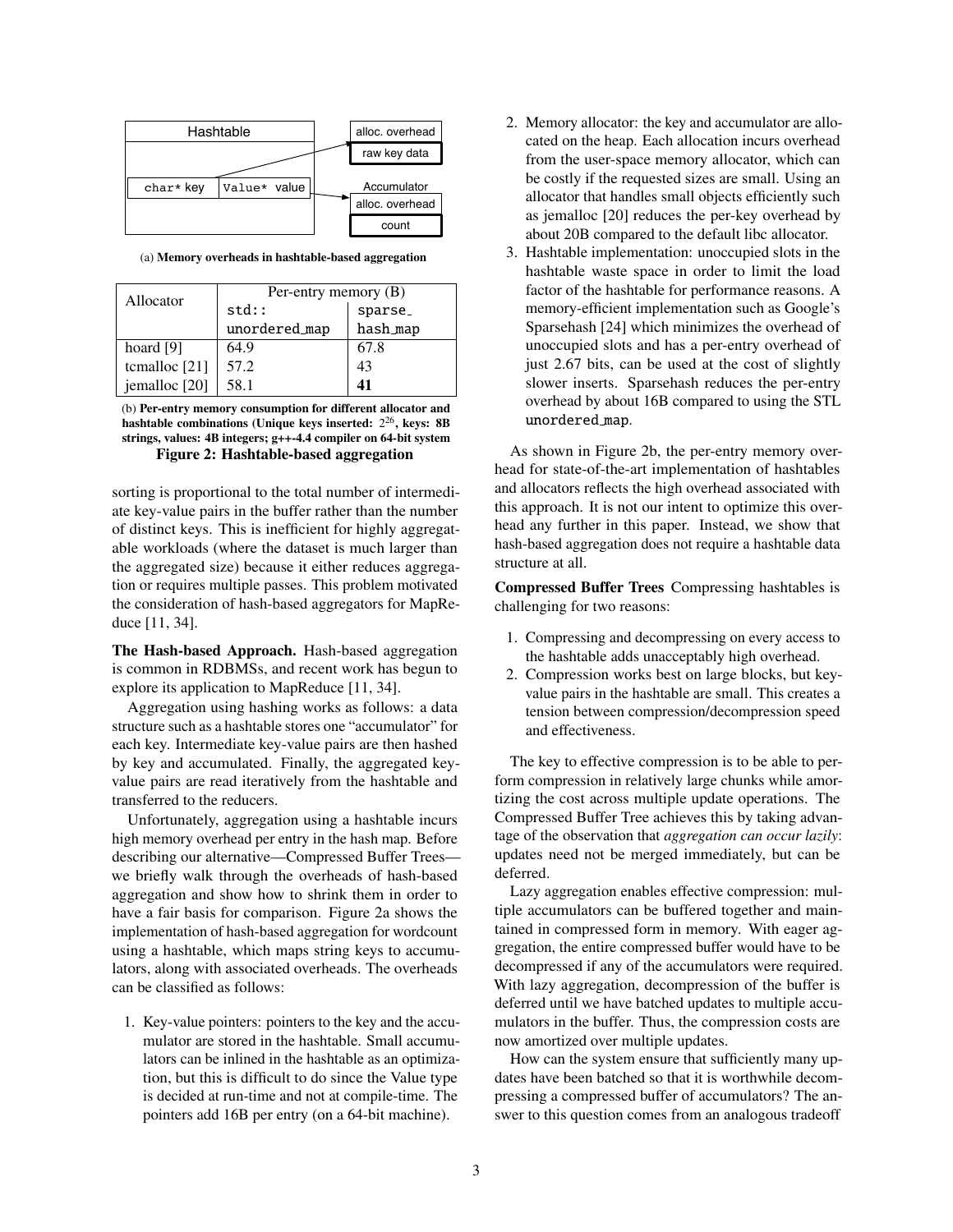Hashtable | alloc. overhead | raw key data

char* key | Value* value | Accumulator | alloc. overhead | count

(a) **Memory overheads in hashtable-based aggregation**

| Allocator | Per-entry memory (B) | |
|---|---|---|
| | std::unordered_map | sparse_hash_map |
| hoard [9] | 64.9 | 67.8 |
| tcmalloc [21] | 57.2 | 43 |
| jemalloc [20] | 58.1 | **41** |

(b) **Per-entry memory consumption for different allocator and hashtable combinations (Unique keys inserted: $2^{26}$, keys: 8B strings, values: 4B integers; g++-4.4 compiler on 64-bit system**

**Figure 2: Hashtable-based aggregation**

sorting is proportional to the total number of intermediate key-value pairs in the buffer rather than the number of distinct keys. This is inefficient for highly aggregatable workloads (where the dataset is much larger than the aggregated size) because it either reduces aggregation or requires multiple passes. This problem motivated the consideration of hash-based aggregators for MapReduce [11, 34].

**The Hash-based Approach.** Hash-based aggregation is common in RDBMSs, and recent work has begun to explore its application to MapReduce [11, 34].

Aggregation using hashing works as follows: a data structure such as a hashtable stores one "accumulator" for each key. Intermediate key-value pairs are then hashed by key and accumulated. Finally, the aggregated key-value pairs are read iteratively from the hashtable and transferred to the reducers.

Unfortunately, aggregation using a hashtable incurs high memory overhead per entry in the hash map. Before describing our alternative—Compressed Buffer Trees—we briefly walk through the overheads of hash-based aggregation and show how to shrink them in order to have a fair basis for comparison. Figure 2a shows the implementation of hash-based aggregation for wordcount using a hashtable, which maps string keys to accumulators, along with associated overheads. The overheads can be classified as follows:

1. Key-value pointers: pointers to the key and the accumulator are stored in the hashtable. Small accumulators can be inlined in the hashtable as an optimization, but this is difficult to do since the Value type is decided at run-time and not at compile-time. The pointers add 16B per entry (on a 64-bit machine).
2. Memory allocator: the key and accumulator are allocated on the heap. Each allocation incurs overhead from the user-space memory allocator, which can be costly if the requested sizes are small. Using an allocator that handles small objects efficiently such as jemalloc [20] reduces the per-key overhead by about 20B compared to the default libc allocator.
3. Hashtable implementation: unoccupied slots in the hashtable waste space in order to limit the load factor of the hashtable for performance reasons. A memory-efficient implementation such as Google's Sparsehash [24] which minimizes the overhead of unoccupied slots and has a per-entry overhead of just 2.67 bits, can be used at the cost of slightly slower inserts. Sparsehash reduces the per-entry overhead by about 16B compared to using the STL unordered_map.

As shown in Figure 2b, the per-entry memory overhead for state-of-the-art implementation of hashtables and allocators reflects the high overhead associated with this approach. It is not our intent to optimize this overhead any further in this paper. Instead, we show that hash-based aggregation does not require a hashtable data structure at all.

**Compressed Buffer Trees** Compressing hashtables is challenging for two reasons:

1. Compressing and decompressing on every access to the hashtable adds unacceptably high overhead.
2. Compression works best on large blocks, but key-value pairs in the hashtable are small. This creates a tension between compression/decompression speed and effectiveness.

The key to effective compression is to be able to perform compression in relatively large chunks while amortizing the cost across multiple update operations. The Compressed Buffer Tree achieves this by taking advantage of the observation that *aggregation can occur lazily*: updates need not be merged immediately, but can be deferred.

Lazy aggregation enables effective compression: multiple accumulators can be buffered together and maintained in compressed form in memory. With eager aggregation, the entire compressed buffer would have to be decompressed if any of the accumulators were required. With lazy aggregation, decompression of the buffer is deferred until we have batched updates to multiple accumulators in the buffer. Thus, the compression costs are now amortized over multiple updates.

How can the system ensure that sufficiently many updates have been batched so that it is worthwhile decompressing a compressed buffer of accumulators? The answer to this question comes from an analogous tradeoff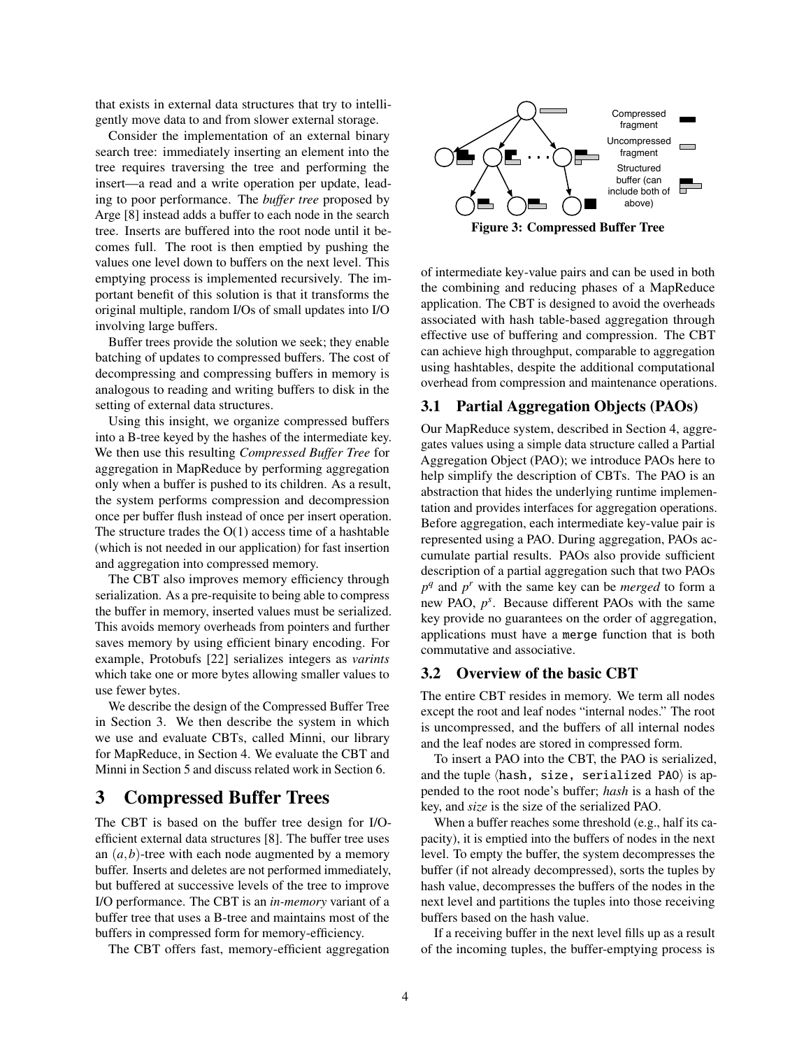that exists in external data structures that try to intelligently move data to and from slower external storage.

Consider the implementation of an external binary search tree: immediately inserting an element into the tree requires traversing the tree and performing the insert—a read and a write operation per update, leading to poor performance. The *buffer tree* proposed by Arge [8] instead adds a buffer to each node in the search tree. Inserts are buffered into the root node until it becomes full. The root is then emptied by pushing the values one level down to buffers on the next level. This emptying process is implemented recursively. The important benefit of this solution is that it transforms the original multiple, random I/Os of small updates into I/O involving large buffers.

Buffer trees provide the solution we seek; they enable batching of updates to compressed buffers. The cost of decompressing and compressing buffers in memory is analogous to reading and writing buffers to disk in the setting of external data structures.

Using this insight, we organize compressed buffers into a B-tree keyed by the hashes of the intermediate key. We then use this resulting *Compressed Buffer Tree* for aggregation in MapReduce by performing aggregation only when a buffer is pushed to its children. As a result, the system performs compression and decompression once per buffer flush instead of once per insert operation. The structure trades the O(1) access time of a hashtable (which is not needed in our application) for fast insertion and aggregation into compressed memory.

The CBT also improves memory efficiency through serialization. As a pre-requisite to being able to compress the buffer in memory, inserted values must be serialized. This avoids memory overheads from pointers and further saves memory by using efficient binary encoding. For example, Protobufs [22] serializes integers as *varints* which take one or more bytes allowing smaller values to use fewer bytes.

We describe the design of the Compressed Buffer Tree in Section 3. We then describe the system in which we use and evaluate CBTs, called Minni, our library for MapReduce, in Section 4. We evaluate the CBT and Minni in Section 5 and discuss related work in Section 6.

# 3 Compressed Buffer Trees

The CBT is based on the buffer tree design for I/O-efficient external data structures [8]. The buffer tree uses an $(a,b)$-tree with each node augmented by a memory buffer. Inserts and deletes are not performed immediately, but buffered at successive levels of the tree to improve I/O performance. The CBT is an *in-memory* variant of a buffer tree that uses a B-tree and maintains most of the buffers in compressed form for memory-efficiency.

The CBT offers fast, memory-efficient aggregation of intermediate key-value pairs and can be used in both the combining and reducing phases of a MapReduce application. The CBT is designed to avoid the overheads associated with hash table-based aggregation through effective use of buffering and compression. The CBT can achieve high throughput, comparable to aggregation using hashtables, despite the additional computational overhead from compression and maintenance operations.

Compressed fragment

Uncompressed fragment

Structured buffer (can include both of above)

**Figure 3: Compressed Buffer Tree**

## 3.1 Partial Aggregation Objects (PAOs)

Our MapReduce system, described in Section 4, aggregates values using a simple data structure called a Partial Aggregation Object (PAO); we introduce PAOs here to help simplify the description of CBTs. The PAO is an abstraction that hides the underlying runtime implementation and provides interfaces for aggregation operations. Before aggregation, each intermediate key-value pair is represented using a PAO. During aggregation, PAOs accumulate partial results. PAOs also provide sufficient description of a partial aggregation such that two PAOs $p^q$ and $p^r$ with the same key can be *merged* to form a new PAO, $p^s$. Because different PAOs with the same key provide no guarantees on the order of aggregation, applications must have a `merge` function that is both commutative and associative.

## 3.2 Overview of the basic CBT

The entire CBT resides in memory. We term all nodes except the root and leaf nodes "internal nodes." The root is uncompressed, and the buffers of all internal nodes and the leaf nodes are stored in compressed form.

To insert a PAO into the CBT, the PAO is serialized, and the tuple ⟨`hash, size, serialized PAO`⟩ is appended to the root node's buffer; *hash* is a hash of the key, and *size* is the size of the serialized PAO.

When a buffer reaches some threshold (e.g., half its capacity), it is emptied into the buffers of nodes in the next level. To empty the buffer, the system decompresses the buffer (if not already decompressed), sorts the tuples by hash value, decompresses the buffers of the nodes in the next level and partitions the tuples into those receiving buffers based on the hash value.

If a receiving buffer in the next level fills up as a result of the incoming tuples, the buffer-emptying process is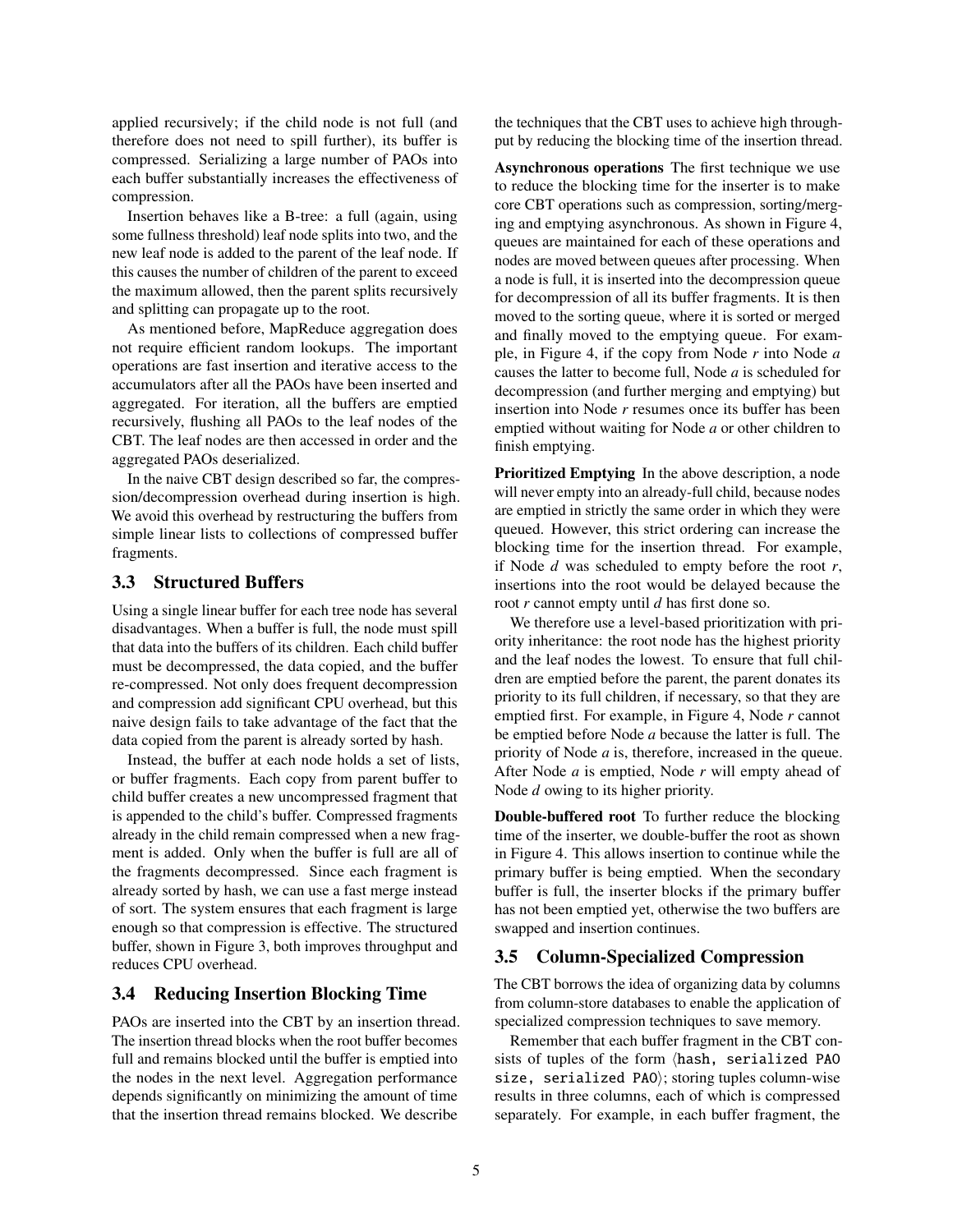applied recursively; if the child node is not full (and therefore does not need to spill further), its buffer is compressed. Serializing a large number of PAOs into each buffer substantially increases the effectiveness of compression.

Insertion behaves like a B-tree: a full (again, using some fullness threshold) leaf node splits into two, and the new leaf node is added to the parent of the leaf node. If this causes the number of children of the parent to exceed the maximum allowed, then the parent splits recursively and splitting can propagate up to the root.

As mentioned before, MapReduce aggregation does not require efficient random lookups. The important operations are fast insertion and iterative access to the accumulators after all the PAOs have been inserted and aggregated. For iteration, all the buffers are emptied recursively, flushing all PAOs to the leaf nodes of the CBT. The leaf nodes are then accessed in order and the aggregated PAOs deserialized.

In the naive CBT design described so far, the compression/decompression overhead during insertion is high. We avoid this overhead by restructuring the buffers from simple linear lists to collections of compressed buffer fragments.

## 3.3 Structured Buffers

Using a single linear buffer for each tree node has several disadvantages. When a buffer is full, the node must spill that data into the buffers of its children. Each child buffer must be decompressed, the data copied, and the buffer re-compressed. Not only does frequent decompression and compression add significant CPU overhead, but this naive design fails to take advantage of the fact that the data copied from the parent is already sorted by hash.

Instead, the buffer at each node holds a set of lists, or buffer fragments. Each copy from parent buffer to child buffer creates a new uncompressed fragment that is appended to the child's buffer. Compressed fragments already in the child remain compressed when a new fragment is added. Only when the buffer is full are all of the fragments decompressed. Since each fragment is already sorted by hash, we can use a fast merge instead of sort. The system ensures that each fragment is large enough so that compression is effective. The structured buffer, shown in Figure 3, both improves throughput and reduces CPU overhead.

## 3.4 Reducing Insertion Blocking Time

PAOs are inserted into the CBT by an insertion thread. The insertion thread blocks when the root buffer becomes full and remains blocked until the buffer is emptied into the nodes in the next level. Aggregation performance depends significantly on minimizing the amount of time that the insertion thread remains blocked. We describe the techniques that the CBT uses to achieve high throughput by reducing the blocking time of the insertion thread.

**Asynchronous operations** The first technique we use to reduce the blocking time for the inserter is to make core CBT operations such as compression, sorting/merging and emptying asynchronous. As shown in Figure 4, queues are maintained for each of these operations and nodes are moved between queues after processing. When a node is full, it is inserted into the decompression queue for decompression of all its buffer fragments. It is then moved to the sorting queue, where it is sorted or merged and finally moved to the emptying queue. For example, in Figure 4, if the copy from Node *r* into Node *a* causes the latter to become full, Node *a* is scheduled for decompression (and further merging and emptying) but insertion into Node *r* resumes once its buffer has been emptied without waiting for Node *a* or other children to finish emptying.

**Prioritized Emptying** In the above description, a node will never empty into an already-full child, because nodes are emptied in strictly the same order in which they were queued. However, this strict ordering can increase the blocking time for the insertion thread. For example, if Node *d* was scheduled to empty before the root *r*, insertions into the root would be delayed because the root *r* cannot empty until *d* has first done so.

We therefore use a level-based prioritization with priority inheritance: the root node has the highest priority and the leaf nodes the lowest. To ensure that full children are emptied before the parent, the parent donates its priority to its full children, if necessary, so that they are emptied first. For example, in Figure 4, Node *r* cannot be emptied before Node *a* because the latter is full. The priority of Node *a* is, therefore, increased in the queue. After Node *a* is emptied, Node *r* will empty ahead of Node *d* owing to its higher priority.

**Double-buffered root** To further reduce the blocking time of the inserter, we double-buffer the root as shown in Figure 4. This allows insertion to continue while the primary buffer is being emptied. When the secondary buffer is full, the inserter blocks if the primary buffer has not been emptied yet, otherwise the two buffers are swapped and insertion continues.

## 3.5 Column-Specialized Compression

The CBT borrows the idea of organizing data by columns from column-store databases to enable the application of specialized compression techniques to save memory.

Remember that each buffer fragment in the CBT consists of tuples of the form ⟨`hash, serialized PAO size, serialized PAO`⟩; storing tuples column-wise results in three columns, each of which is compressed separately. For example, in each buffer fragment, the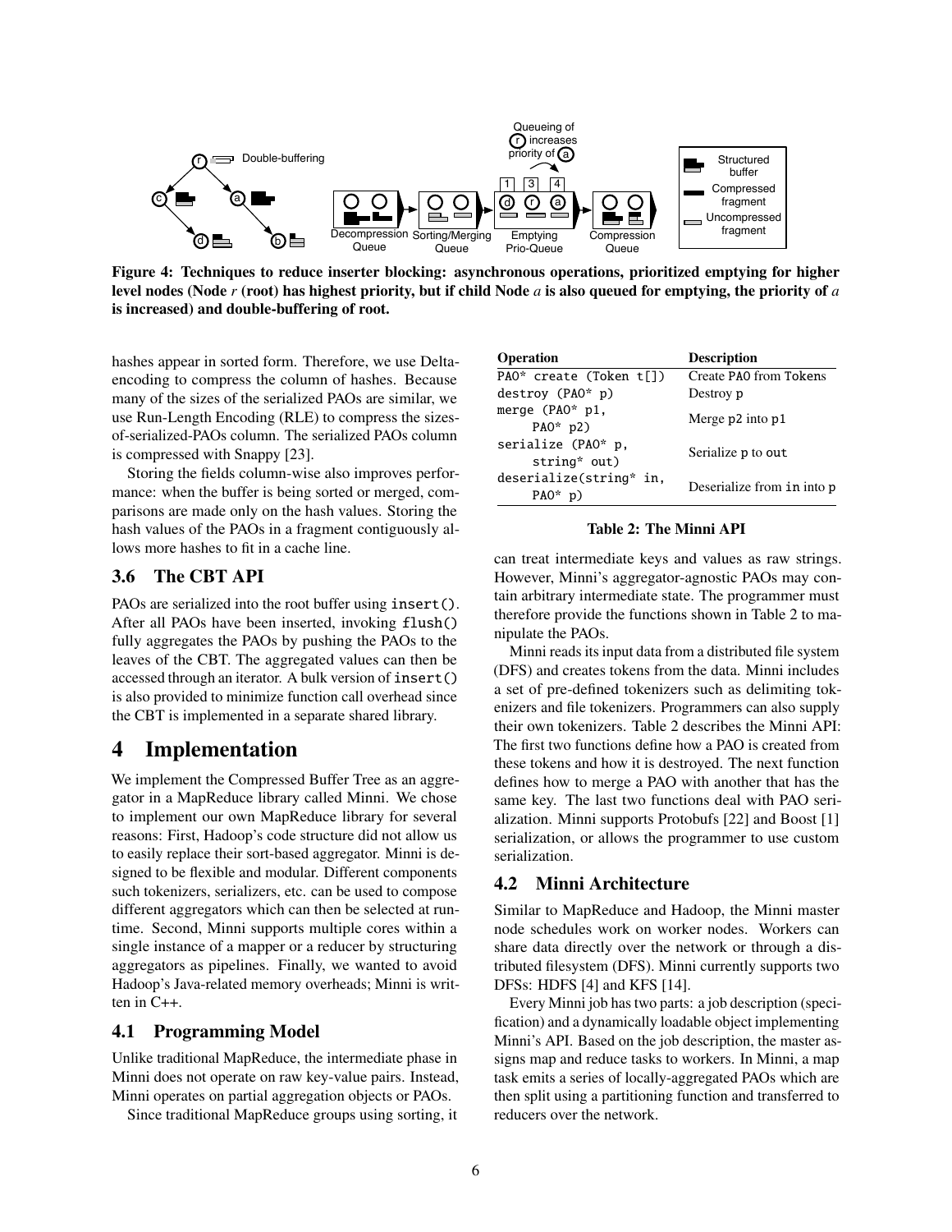Figure 4: Techniques to reduce inserter blocking: asynchronous operations, prioritized emptying for higher level nodes (Node *r* (root) has highest priority, but if child Node *a* is also queued for emptying, the priority of *a* is increased) and double-buffering of root.

hashes appear in sorted form. Therefore, we use Delta-encoding to compress the column of hashes. Because many of the sizes of the serialized PAOs are similar, we use Run-Length Encoding (RLE) to compress the sizes-of-serialized-PAOs column. The serialized PAOs column is compressed with Snappy [23].

Storing the fields column-wise also improves performance: when the buffer is being sorted or merged, comparisons are made only on the hash values. Storing the hash values of the PAOs in a fragment contiguously allows more hashes to fit in a cache line.

## 3.6 The CBT API

PAOs are serialized into the root buffer using `insert()`. After all PAOs have been inserted, invoking `flush()` fully aggregates the PAOs by pushing the PAOs to the leaves of the CBT. The aggregated values can then be accessed through an iterator. A bulk version of `insert()` is also provided to minimize function call overhead since the CBT is implemented in a separate shared library.

# 4 Implementation

We implement the Compressed Buffer Tree as an aggregator in a MapReduce library called Minni. We chose to implement our own MapReduce library for several reasons: First, Hadoop's code structure did not allow us to easily replace their sort-based aggregator. Minni is designed to be flexible and modular. Different components such tokenizers, serializers, etc. can be used to compose different aggregators which can then be selected at runtime. Second, Minni supports multiple cores within a single instance of a mapper or a reducer by structuring aggregators as pipelines. Finally, we wanted to avoid Hadoop's Java-related memory overheads; Minni is written in C++.

## 4.1 Programming Model

Unlike traditional MapReduce, the intermediate phase in Minni does not operate on raw key-value pairs. Instead, Minni operates on partial aggregation objects or PAOs.

Since traditional MapReduce groups using sorting, it can treat intermediate keys and values as raw strings. However, Minni's aggregator-agnostic PAOs may contain arbitrary intermediate state. The programmer must therefore provide the functions shown in Table 2 to manipulate the PAOs.

| Operation | Description |
|---|---|
| `PAO* create (Token t[])` | Create `PAO` from `Tokens` |
| `destroy (PAO* p)` | Destroy `p` |
| `merge (PAO* p1, PAO* p2)` | Merge `p2` into `p1` |
| `serialize (PAO* p, string* out)` | Serialize `p` to `out` |
| `deserialize(string* in, PAO* p)` | Deserialize from `in` into `p` |

Table 2: The Minni API

Minni reads its input data from a distributed file system (DFS) and creates tokens from the data. Minni includes a set of pre-defined tokenizers such as delimiting tokenizers and file tokenizers. Programmers can also supply their own tokenizers. Table 2 describes the Minni API: The first two functions define how a PAO is created from these tokens and how it is destroyed. The next function defines how to merge a PAO with another that has the same key. The last two functions deal with PAO serialization. Minni supports Protobufs [22] and Boost [1] serialization, or allows the programmer to use custom serialization.

## 4.2 Minni Architecture

Similar to MapReduce and Hadoop, the Minni master node schedules work on worker nodes. Workers can share data directly over the network or through a distributed filesystem (DFS). Minni currently supports two DFSs: HDFS [4] and KFS [14].

Every Minni job has two parts: a job description (specification) and a dynamically loadable object implementing Minni's API. Based on the job description, the master assigns map and reduce tasks to workers. In Minni, a map task emits a series of locally-aggregated PAOs which are then split using a partitioning function and transferred to reducers over the network.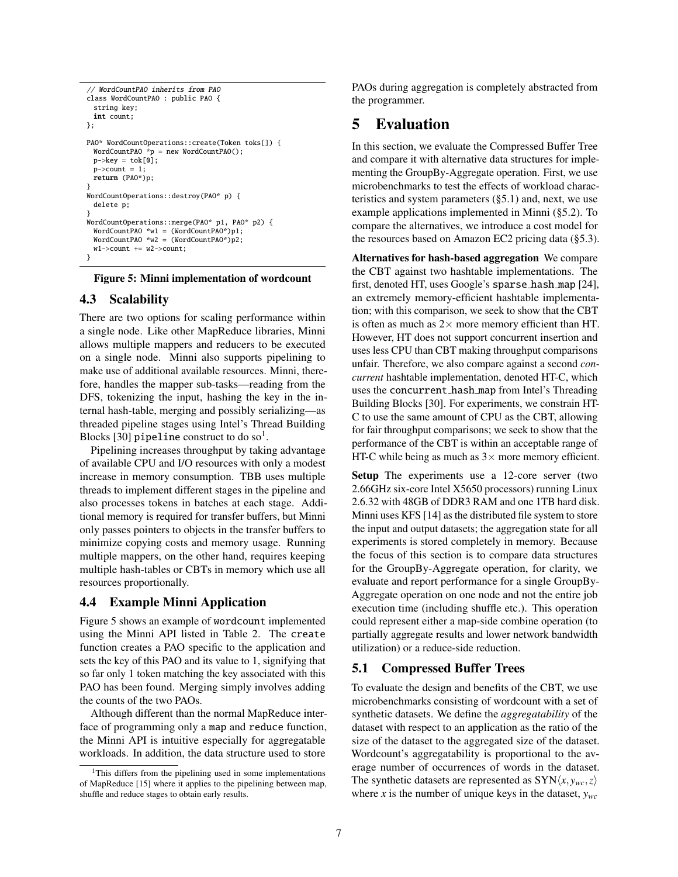```
// WordCountPAO inherits from PAO
class WordCountPAO : public PAO {
  string key;
  int count;
};

PAO* WordCountOperations::create(Token toks[]) {
  WordCountPAO *p = new WordCountPAO();
  p->key = tok[0];
  p->count = 1;
  return (PAO*)p;
}
WordCountOperations::destroy(PAO* p) {
  delete p;
}
WordCountOperations::merge(PAO* p1, PAO* p2) {
  WordCountPAO *w1 = (WordCountPAO*)p1;
  WordCountPAO *w2 = (WordCountPAO*)p2;
  w1->count += w2->count;
}
```

**Figure 5: Minni implementation of wordcount**

### 4.3 Scalability

There are two options for scaling performance within a single node. Like other MapReduce libraries, Minni allows multiple mappers and reducers to be executed on a single node. Minni also supports pipelining to make use of additional available resources. Minni, therefore, handles the mapper sub-tasks—reading from the DFS, tokenizing the input, hashing the key in the internal hash-table, merging and possibly serializing—as threaded pipeline stages using Intel's Thread Building Blocks [30] `pipeline` construct to do so[1].

Pipelining increases throughput by taking advantage of available CPU and I/O resources with only a modest increase in memory consumption. TBB uses multiple threads to implement different stages in the pipeline and also processes tokens in batches at each stage. Additional memory is required for transfer buffers, but Minni only passes pointers to objects in the transfer buffers to minimize copying costs and memory usage. Running multiple mappers, on the other hand, requires keeping multiple hash-tables or CBTs in memory which use all resources proportionally.

### 4.4 Example Minni Application

Figure 5 shows an example of `wordcount` implemented using the Minni API listed in Table 2. The `create` function creates a PAO specific to the application and sets the key of this PAO and its value to 1, signifying that so far only 1 token matching the key associated with this PAO has been found. Merging simply involves adding the counts of the two PAOs.

Although different than the normal MapReduce interface of programming only a `map` and `reduce` function, the Minni API is intuitive especially for aggregatable workloads. In addition, the data structure used to store PAOs during aggregation is completely abstracted from the programmer.

[1] This differs from the pipelining used in some implementations of MapReduce [15] where it applies to the pipelining between map, shuffle and reduce stages to obtain early results.

## 5 Evaluation

In this section, we evaluate the Compressed Buffer Tree and compare it with alternative data structures for implementing the GroupBy-Aggregate operation. First, we use microbenchmarks to test the effects of workload characteristics and system parameters (§5.1) and, next, we use example applications implemented in Minni (§5.2). To compare the alternatives, we introduce a cost model for the resources based on Amazon EC2 pricing data (§5.3).

**Alternatives for hash-based aggregation** We compare the CBT against two hashtable implementations. The first, denoted HT, uses Google's `sparse_hash_map` [24], an extremely memory-efficient hashtable implementation; with this comparison, we seek to show that the CBT is often as much as 2× more memory efficient than HT. However, HT does not support concurrent insertion and uses less CPU than CBT making throughput comparisons unfair. Therefore, we also compare against a second *concurrent* hashtable implementation, denoted HT-C, which uses the `concurrent_hash_map` from Intel's Threading Building Blocks [30]. For experiments, we constrain HT-C to use the same amount of CPU as the CBT, allowing for fair throughput comparisons; we seek to show that the performance of the CBT is within an acceptable range of HT-C while being as much as 3× more memory efficient.

**Setup** The experiments use a 12-core server (two 2.66GHz six-core Intel X5650 processors) running Linux 2.6.32 with 48GB of DDR3 RAM and one 1TB hard disk. Minni uses KFS [14] as the distributed file system to store the input and output datasets; the aggregation state for all experiments is stored completely in memory. Because the focus of this section is to compare data structures for the GroupBy-Aggregate operation, for clarity, we evaluate and report performance for a single GroupBy-Aggregate operation on one node and not the entire job execution time (including shuffle etc.). This operation could represent either a map-side combine operation (to partially aggregate results and lower network bandwidth utilization) or a reduce-side reduction.

### 5.1 Compressed Buffer Trees

To evaluate the design and benefits of the CBT, we use microbenchmarks consisting of wordcount with a set of synthetic datasets. We define the *aggregatability* of the dataset with respect to an application as the ratio of the size of the dataset to the aggregated size of the dataset. Wordcount's aggregatability is proportional to the average number of occurrences of words in the dataset. The synthetic datasets are represented as $\text{SYN}\langle x, y_{wc}, z\rangle$ where $x$ is the number of unique keys in the dataset, $y_{wc}$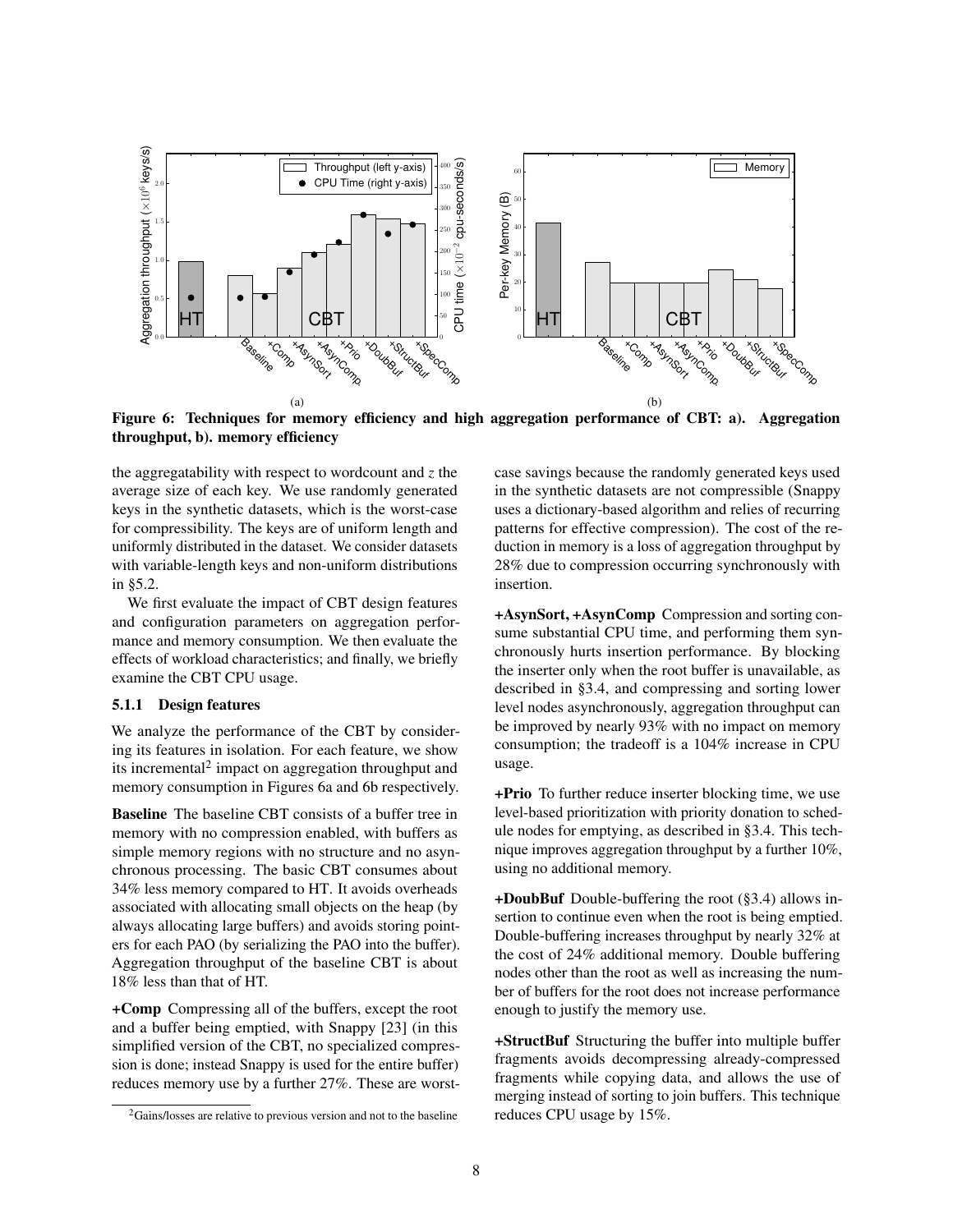Figure 6: Techniques for memory efficiency and high aggregation performance of CBT: a). Aggregation throughput, b). memory efficiency

the aggregatability with respect to wordcount and $z$ the average size of each key. We use randomly generated keys in the synthetic datasets, which is the worst-case for compressibility. The keys are of uniform length and uniformly distributed in the dataset. We consider datasets with variable-length keys and non-uniform distributions in §5.2.

We first evaluate the impact of CBT design features and configuration parameters on aggregation performance and memory consumption. We then evaluate the effects of workload characteristics; and finally, we briefly examine the CBT CPU usage.

### 5.1.1 Design features

We analyze the performance of the CBT by considering its features in isolation. For each feature, we show its incremental[2] impact on aggregation throughput and memory consumption in Figures 6a and 6b respectively.

**Baseline** The baseline CBT consists of a buffer tree in memory with no compression enabled, with buffers as simple memory regions with no structure and no asynchronous processing. The basic CBT consumes about 34% less memory compared to HT. It avoids overheads associated with allocating small objects on the heap (by always allocating large buffers) and avoids storing pointers for each PAO (by serializing the PAO into the buffer). Aggregation throughput of the baseline CBT is about 18% less than that of HT.

**+Comp** Compressing all of the buffers, except the root and a buffer being emptied, with Snappy [23] (in this simplified version of the CBT, no specialized compression is done; instead Snappy is used for the entire buffer) reduces memory use by a further 27%. These are worst-case savings because the randomly generated keys used in the synthetic datasets are not compressible (Snappy uses a dictionary-based algorithm and relies of recurring patterns for effective compression). The cost of the reduction in memory is a loss of aggregation throughput by 28% due to compression occurring synchronously with insertion.

**+AsynSort, +AsynComp** Compression and sorting consume substantial CPU time, and performing them synchronously hurts insertion performance. By blocking the inserter only when the root buffer is unavailable, as described in §3.4, and compressing and sorting lower level nodes asynchronously, aggregation throughput can be improved by nearly 93% with no impact on memory consumption; the tradeoff is a 104% increase in CPU usage.

**+Prio** To further reduce inserter blocking time, we use level-based prioritization with priority donation to schedule nodes for emptying, as described in §3.4. This technique improves aggregation throughput by a further 10%, using no additional memory.

**+DoubBuf** Double-buffering the root (§3.4) allows insertion to continue even when the root is being emptied. Double-buffering increases throughput by nearly 32% at the cost of 24% additional memory. Double buffering nodes other than the root as well as increasing the number of buffers for the root does not increase performance enough to justify the memory use.

**+StructBuf** Structuring the buffer into multiple buffer fragments avoids decompressing already-compressed fragments while copying data, and allows the use of merging instead of sorting to join buffers. This technique reduces CPU usage by 15%.

[2] Gains/losses are relative to previous version and not to the baseline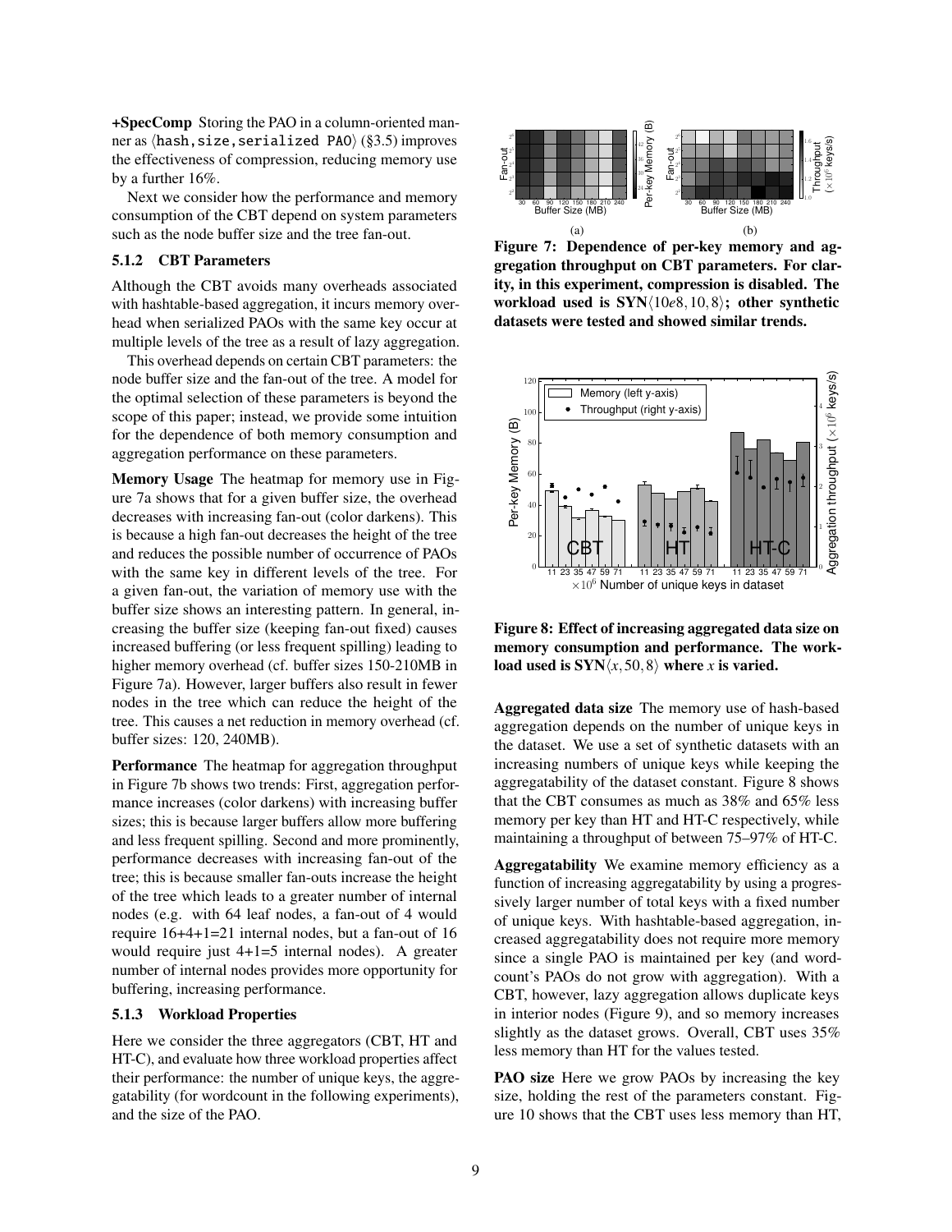**+SpecComp** Storing the PAO in a column-oriented manner as ⟨hash,size,serialized PAO⟩ (§3.5) improves the effectiveness of compression, reducing memory use by a further 16%.

Next we consider how the performance and memory consumption of the CBT depend on system parameters such as the node buffer size and the tree fan-out.

### 5.1.2 CBT Parameters

Although the CBT avoids many overheads associated with hashtable-based aggregation, it incurs memory overhead when serialized PAOs with the same key occur at multiple levels of the tree as a result of lazy aggregation.

This overhead depends on certain CBT parameters: the node buffer size and the fan-out of the tree. A model for the optimal selection of these parameters is beyond the scope of this paper; instead, we provide some intuition for the dependence of both memory consumption and aggregation performance on these parameters.

**Memory Usage** The heatmap for memory use in Figure 7a shows that for a given buffer size, the overhead decreases with increasing fan-out (color darkens). This is because a high fan-out decreases the height of the tree and reduces the possible number of occurrence of PAOs with the same key in different levels of the tree. For a given fan-out, the variation of memory use with the buffer size shows an interesting pattern. In general, increasing the buffer size (keeping fan-out fixed) causes increased buffering (or less frequent spilling) leading to higher memory overhead (cf. buffer sizes 150-210MB in Figure 7a). However, larger buffers also result in fewer nodes in the tree which can reduce the height of the tree. This causes a net reduction in memory overhead (cf. buffer sizes: 120, 240MB).

**Performance** The heatmap for aggregation throughput in Figure 7b shows two trends: First, aggregation performance increases (color darkens) with increasing buffer sizes; this is because larger buffers allow more buffering and less frequent spilling. Second and more prominently, performance decreases with increasing fan-out of the tree; this is because smaller fan-outs increase the height of the tree which leads to a greater number of internal nodes (e.g. with 64 leaf nodes, a fan-out of 4 would require 16+4+1=21 internal nodes, but a fan-out of 16 would require just 4+1=5 internal nodes). A greater number of internal nodes provides more opportunity for buffering, increasing performance.

### 5.1.3 Workload Properties

Here we consider the three aggregators (CBT, HT and HT-C), and evaluate how three workload properties affect their performance: the number of unique keys, the aggregatability (for wordcount in the following experiments), and the size of the PAO.

**Figure 7: Dependence of per-key memory and aggregation throughput on CBT parameters. For clarity, in this experiment, compression is disabled. The workload used is SYN$\langle 10e8, 10, 8\rangle$; other synthetic datasets were tested and showed similar trends.**

**Figure 8: Effect of increasing aggregated data size on memory consumption and performance. The workload used is SYN$\langle x, 50, 8\rangle$ where $x$ is varied.**

**Aggregated data size** The memory use of hash-based aggregation depends on the number of unique keys in the dataset. We use a set of synthetic datasets with an increasing numbers of unique keys while keeping the aggregatability of the dataset constant. Figure 8 shows that the CBT consumes as much as 38% and 65% less memory per key than HT and HT-C respectively, while maintaining a throughput of between 75–97% of HT-C.

**Aggregatability** We examine memory efficiency as a function of increasing aggregatability by using a progressively larger number of total keys with a fixed number of unique keys. With hashtable-based aggregation, increased aggregatability does not require more memory since a single PAO is maintained per key (and wordcount's PAOs do not grow with aggregation). With a CBT, however, lazy aggregation allows duplicate keys in interior nodes (Figure 9), and so memory increases slightly as the dataset grows. Overall, CBT uses 35% less memory than HT for the values tested.

**PAO size** Here we grow PAOs by increasing the key size, holding the rest of the parameters constant. Figure 10 shows that the CBT uses less memory than HT,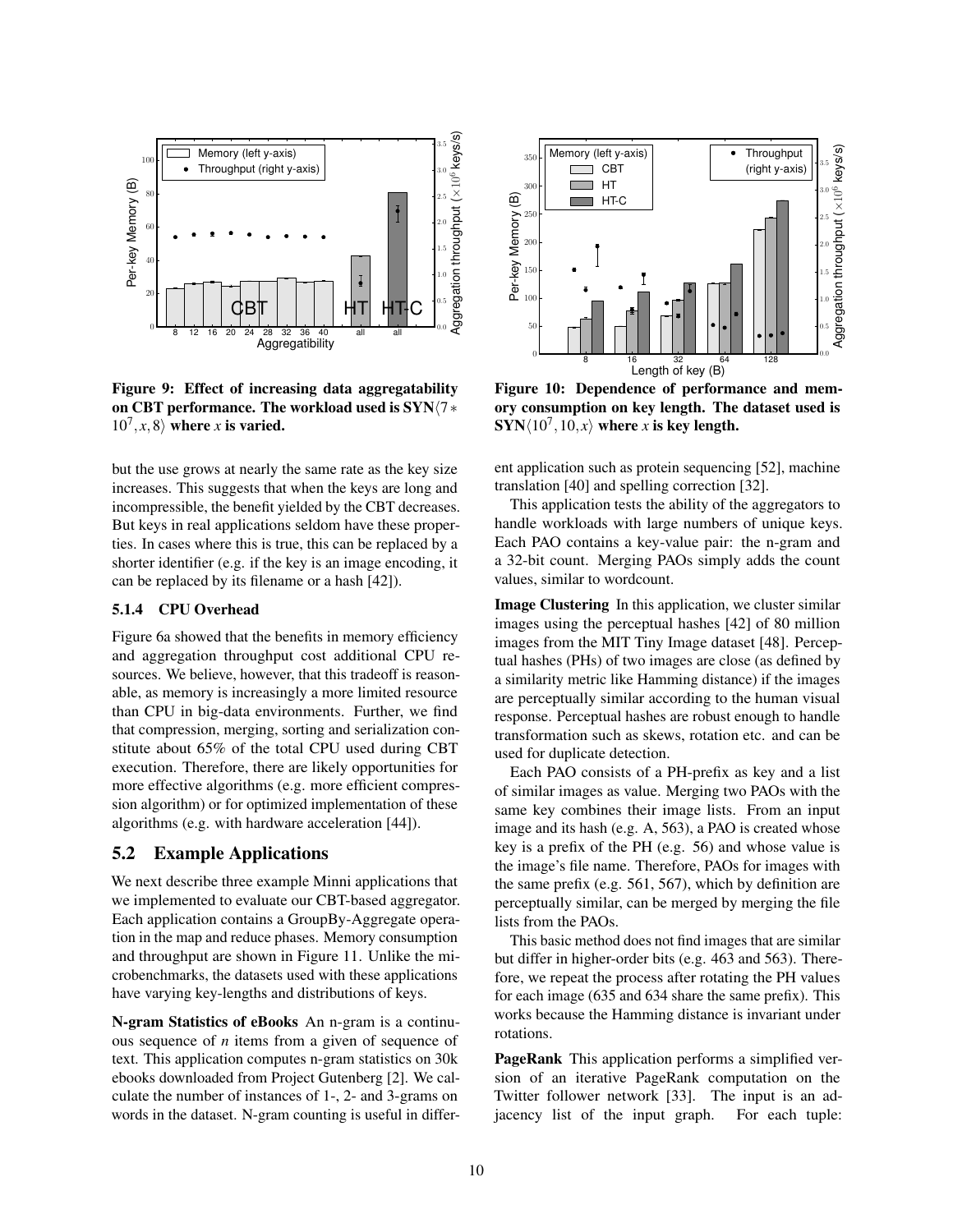Figure 9: Effect of increasing data aggregatability on CBT performance. The workload used is $\mathbf{SYN}\langle 7*10^7, x, 8\rangle$ where $x$ is varied.

Figure 10: Dependence of performance and memory consumption on key length. The dataset used is $\mathbf{SYN}\langle 10^7, 10, x\rangle$ where $x$ is key length.

but the use grows at nearly the same rate as the key size increases. This suggests that when the keys are long and incompressible, the benefit yielded by the CBT decreases. But keys in real applications seldom have these properties. In cases where this is true, this can be replaced by a shorter identifier (e.g. if the key is an image encoding, it can be replaced by its filename or a hash [42]).

#### 5.1.4 CPU Overhead

Figure 6a showed that the benefits in memory efficiency and aggregation throughput cost additional CPU resources. We believe, however, that this tradeoff is reasonable, as memory is increasingly a more limited resource than CPU in big-data environments. Further, we find that compression, merging, sorting and serialization constitute about 65% of the total CPU used during CBT execution. Therefore, there are likely opportunities for more effective algorithms (e.g. more efficient compression algorithm) or for optimized implementation of these algorithms (e.g. with hardware acceleration [44]).

### 5.2 Example Applications

We next describe three example Minni applications that we implemented to evaluate our CBT-based aggregator. Each application contains a GroupBy-Aggregate operation in the map and reduce phases. Memory consumption and throughput are shown in Figure 11. Unlike the microbenchmarks, the datasets used with these applications have varying key-lengths and distributions of keys.

**N-gram Statistics of eBooks** An n-gram is a continuous sequence of $n$ items from a given of sequence of text. This application computes n-gram statistics on 30k ebooks downloaded from Project Gutenberg [2]. We calculate the number of instances of 1-, 2- and 3-grams on words in the dataset. N-gram counting is useful in different application such as protein sequencing [52], machine translation [40] and spelling correction [32].

This application tests the ability of the aggregators to handle workloads with large numbers of unique keys. Each PAO contains a key-value pair: the n-gram and a 32-bit count. Merging PAOs simply adds the count values, similar to wordcount.

**Image Clustering** In this application, we cluster similar images using the perceptual hashes [42] of 80 million images from the MIT Tiny Image dataset [48]. Perceptual hashes (PHs) of two images are close (as defined by a similarity metric like Hamming distance) if the images are perceptually similar according to the human visual response. Perceptual hashes are robust enough to handle transformation such as skews, rotation etc. and can be used for duplicate detection.

Each PAO consists of a PH-prefix as key and a list of similar images as value. Merging two PAOs with the same key combines their image lists. From an input image and its hash (e.g. A, 563), a PAO is created whose key is a prefix of the PH (e.g. 56) and whose value is the image's file name. Therefore, PAOs for images with the same prefix (e.g. 561, 567), which by definition are perceptually similar, can be merged by merging the file lists from the PAOs.

This basic method does not find images that are similar but differ in higher-order bits (e.g. 463 and 563). Therefore, we repeat the process after rotating the PH values for each image (635 and 634 share the same prefix). This works because the Hamming distance is invariant under rotations.

**PageRank** This application performs a simplified version of an iterative PageRank computation on the Twitter follower network [33]. The input is an adjacency list of the input graph. For each tuple: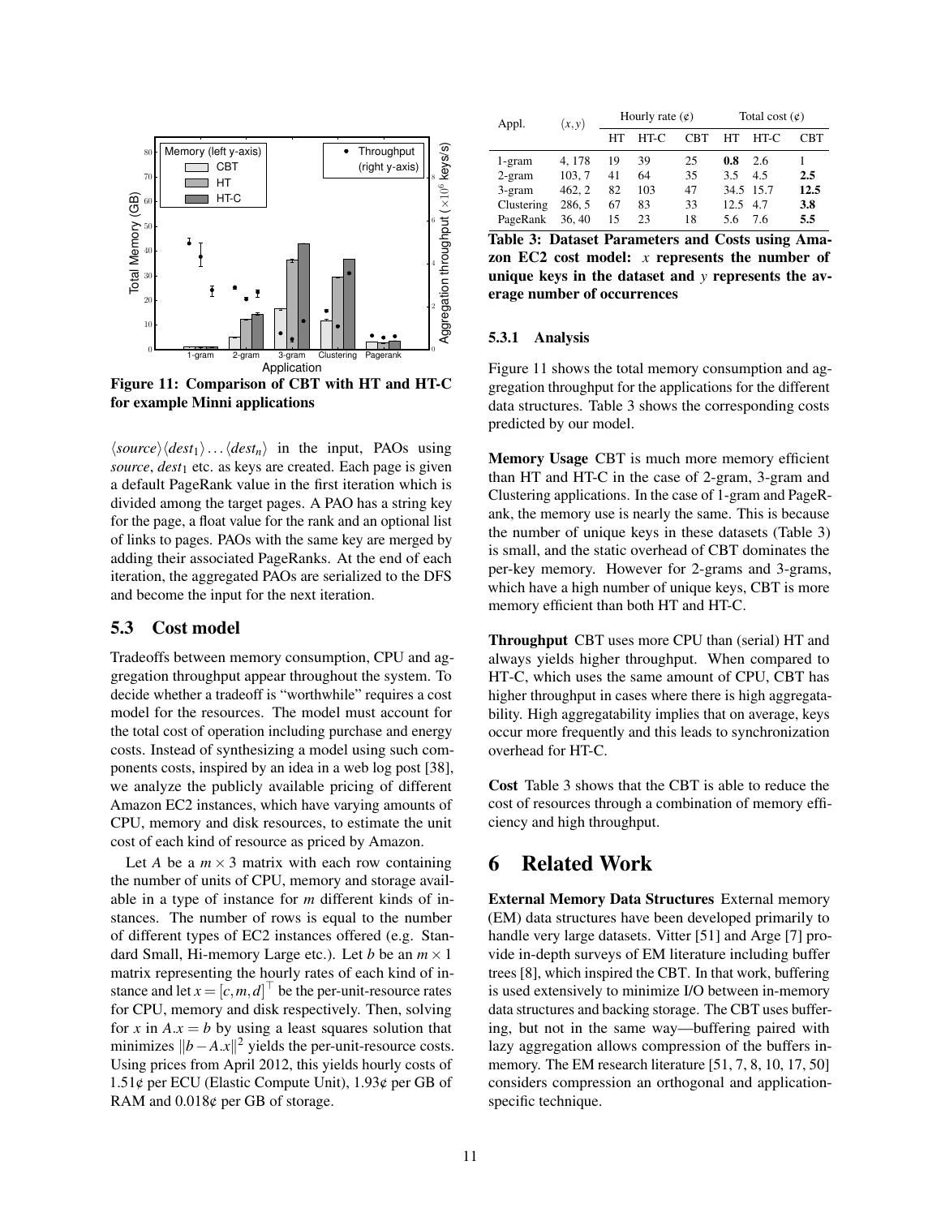Figure 11: Comparison of CBT with HT and HT-C for example Minni applications

$\langle source \rangle \langle dest_1 \rangle \ldots \langle dest_n \rangle$ in the input, PAOs using *source*, $dest_1$ etc. as keys are created. Each page is given a default PageRank value in the first iteration which is divided among the target pages. A PAO has a string key for the page, a float value for the rank and an optional list of links to pages. PAOs with the same key are merged by adding their associated PageRanks. At the end of each iteration, the aggregated PAOs are serialized to the DFS and become the input for the next iteration.

## 5.3 Cost model

Tradeoffs between memory consumption, CPU and aggregation throughput appear throughout the system. To decide whether a tradeoff is "worthwhile" requires a cost model for the resources. The model must account for the total cost of operation including purchase and energy costs. Instead of synthesizing a model using such components costs, inspired by an idea in a web log post [38], we analyze the publicly available pricing of different Amazon EC2 instances, which have varying amounts of CPU, memory and disk resources, to estimate the unit cost of each kind of resource as priced by Amazon.

Let $A$ be a $m \times 3$ matrix with each row containing the number of units of CPU, memory and storage available in a type of instance for $m$ different kinds of instances. The number of rows is equal to the number of different types of EC2 instances offered (e.g. Standard Small, Hi-memory Large etc.). Let $b$ be an $m \times 1$ matrix representing the hourly rates of each kind of instance and let $x = [c, m, d]^\top$ be the per-unit-resource rates for CPU, memory and disk respectively. Then, solving for $x$ in $A.x = b$ by using a least squares solution that minimizes $\|b - A.x\|^2$ yields the per-unit-resource costs. Using prices from April 2012, this yields hourly costs of 1.51¢ per ECU (Elastic Compute Unit), 1.93¢ per GB of RAM and 0.018¢ per GB of storage.

| Appl. | $(x, y)$ | Hourly rate (¢) | | | Total cost (¢) | | |
|---|---|---|---|---|---|---|---|
| | | HT | HT-C | CBT | HT | HT-C | CBT |
| 1-gram | 4, 178 | 19 | 39 | 25 | **0.8** | 2.6 | 1 |
| 2-gram | 103, 7 | 41 | 64 | 35 | 3.5 | 4.5 | **2.5** |
| 3-gram | 462, 2 | 82 | 103 | 47 | 34.5 | 15.7 | **12.5** |
| Clustering | 286, 5 | 67 | 83 | 33 | 12.5 | 4.7 | **3.8** |
| PageRank | 36, 40 | 15 | 23 | 18 | 5.6 | 7.6 | **5.5** |

**Table 3: Dataset Parameters and Costs using Amazon EC2 cost model: $x$ represents the number of unique keys in the dataset and $y$ represents the average number of occurrences**

### 5.3.1 Analysis

Figure 11 shows the total memory consumption and aggregation throughput for the applications for the different data structures. Table 3 shows the corresponding costs predicted by our model.

**Memory Usage** CBT is much more memory efficient than HT and HT-C in the case of 2-gram, 3-gram and Clustering applications. In the case of 1-gram and PageRank, the memory use is nearly the same. This is because the number of unique keys in these datasets (Table 3) is small, and the static overhead of CBT dominates the per-key memory. However for 2-grams and 3-grams, which have a high number of unique keys, CBT is more memory efficient than both HT and HT-C.

**Throughput** CBT uses more CPU than (serial) HT and always yields higher throughput. When compared to HT-C, which uses the same amount of CPU, CBT has higher throughput in cases where there is high aggregatability. High aggregatability implies that on average, keys occur more frequently and this leads to synchronization overhead for HT-C.

**Cost** Table 3 shows that the CBT is able to reduce the cost of resources through a combination of memory efficiency and high throughput.

# 6 Related Work

**External Memory Data Structures** External memory (EM) data structures have been developed primarily to handle very large datasets. Vitter [51] and Arge [7] provide in-depth surveys of EM literature including buffer trees [8], which inspired the CBT. In that work, buffering is used extensively to minimize I/O between in-memory data structures and backing storage. The CBT uses buffering, but not in the same way—buffering paired with lazy aggregation allows compression of the buffers in-memory. The EM research literature [51, 7, 8, 10, 17, 50] considers compression an orthogonal and application-specific technique.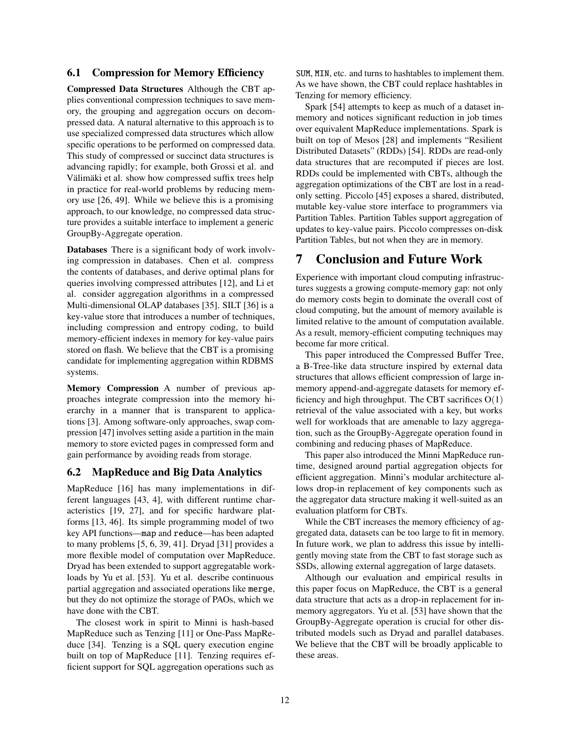## 6.1 Compression for Memory Efficiency

**Compressed Data Structures** Although the CBT applies conventional compression techniques to save memory, the grouping and aggregation occurs on decompressed data. A natural alternative to this approach is to use specialized compressed data structures which allow specific operations to be performed on compressed data. This study of compressed or succinct data structures is advancing rapidly; for example, both Grossi et al. and Välimäki et al. show how compressed suffix trees help in practice for real-world problems by reducing memory use [26, 49]. While we believe this is a promising approach, to our knowledge, no compressed data structure provides a suitable interface to implement a generic GroupBy-Aggregate operation.

**Databases** There is a significant body of work involving compression in databases. Chen et al. compress the contents of databases, and derive optimal plans for queries involving compressed attributes [12], and Li et al. consider aggregation algorithms in a compressed Multi-dimensional OLAP databases [35]. SILT [36] is a key-value store that introduces a number of techniques, including compression and entropy coding, to build memory-efficient indexes in memory for key-value pairs stored on flash. We believe that the CBT is a promising candidate for implementing aggregation within RDBMS systems.

**Memory Compression** A number of previous approaches integrate compression into the memory hierarchy in a manner that is transparent to applications [3]. Among software-only approaches, swap compression [47] involves setting aside a partition in the main memory to store evicted pages in compressed form and gain performance by avoiding reads from storage.

## 6.2 MapReduce and Big Data Analytics

MapReduce [16] has many implementations in different languages [43, 4], with different runtime characteristics [19, 27], and for specific hardware platforms [13, 46]. Its simple programming model of two key API functions—`map` and `reduce`—has been adapted to many problems [5, 6, 39, 41]. Dryad [31] provides a more flexible model of computation over MapReduce. Dryad has been extended to support aggregatable workloads by Yu et al. [53]. Yu et al. describe continuous partial aggregation and associated operations like `merge`, but they do not optimize the storage of PAOs, which we have done with the CBT.

The closest work in spirit to Minni is hash-based MapReduce such as Tenzing [11] or One-Pass MapReduce [34]. Tenzing is a SQL query execution engine built on top of MapReduce [11]. Tenzing requires efficient support for SQL aggregation operations such as `SUM`, `MIN`, etc. and turns to hashtables to implement them. As we have shown, the CBT could replace hashtables in Tenzing for memory efficiency.

Spark [54] attempts to keep as much of a dataset in-memory and notices significant reduction in job times over equivalent MapReduce implementations. Spark is built on top of Mesos [28] and implements "Resilient Distributed Datasets" (RDDs) [54]. RDDs are read-only data structures that are recomputed if pieces are lost. RDDs could be implemented with CBTs, although the aggregation optimizations of the CBT are lost in a read-only setting. Piccolo [45] exposes a shared, distributed, mutable key-value store interface to programmers via Partition Tables. Partition Tables support aggregation of updates to key-value pairs. Piccolo compresses on-disk Partition Tables, but not when they are in memory.

# 7 Conclusion and Future Work

Experience with important cloud computing infrastructures suggests a growing compute-memory gap: not only do memory costs begin to dominate the overall cost of cloud computing, but the amount of memory available is limited relative to the amount of computation available. As a result, memory-efficient computing techniques may become far more critical.

This paper introduced the Compressed Buffer Tree, a B-Tree-like data structure inspired by external data structures that allows efficient compression of large in-memory append-and-aggregate datasets for memory efficiency and high throughput. The CBT sacrifices $O(1)$ retrieval of the value associated with a key, but works well for workloads that are amenable to lazy aggregation, such as the GroupBy-Aggregate operation found in combining and reducing phases of MapReduce.

This paper also introduced the Minni MapReduce runtime, designed around partial aggregation objects for efficient aggregation. Minni's modular architecture allows drop-in replacement of key components such as the aggregator data structure making it well-suited as an evaluation platform for CBTs.

While the CBT increases the memory efficiency of aggregated data, datasets can be too large to fit in memory. In future work, we plan to address this issue by intelligently moving state from the CBT to fast storage such as SSDs, allowing external aggregation of large datasets.

Although our evaluation and empirical results in this paper focus on MapReduce, the CBT is a general data structure that acts as a drop-in replacement for in-memory aggregators. Yu et al. [53] have shown that the GroupBy-Aggregate operation is crucial for other distributed models such as Dryad and parallel databases. We believe that the CBT will be broadly applicable to these areas.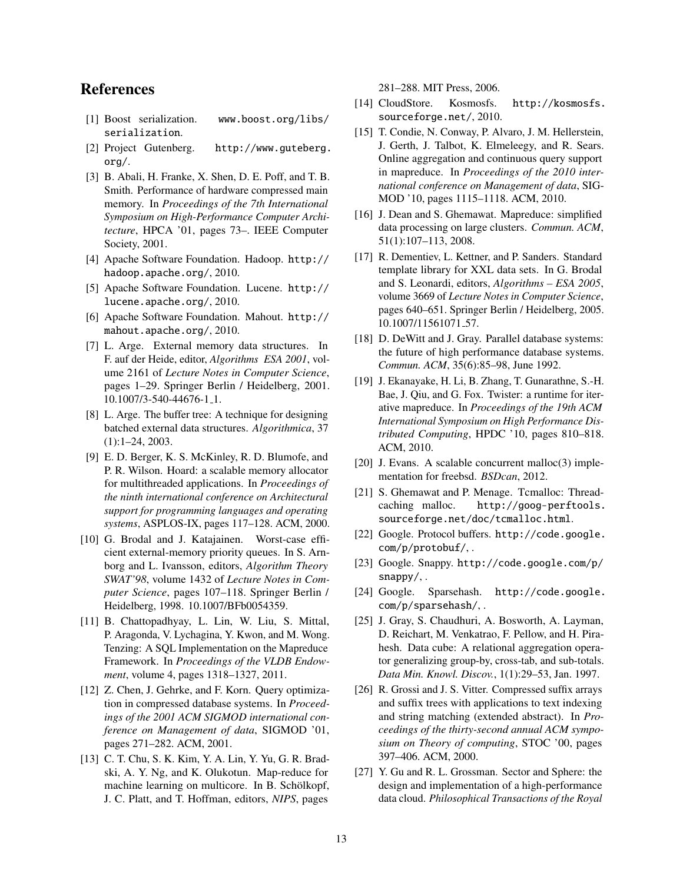# References

[1] Boost serialization. www.boost.org/libs/serialization.

[2] Project Gutenberg. http://www.guteberg.org/.

[3] B. Abali, H. Franke, X. Shen, D. E. Poff, and T. B. Smith. Performance of hardware compressed main memory. In *Proceedings of the 7th International Symposium on High-Performance Computer Architecture*, HPCA '01, pages 73–. IEEE Computer Society, 2001.

[4] Apache Software Foundation. Hadoop. http://hadoop.apache.org/, 2010.

[5] Apache Software Foundation. Lucene. http://lucene.apache.org/, 2010.

[6] Apache Software Foundation. Mahout. http://mahout.apache.org/, 2010.

[7] L. Arge. External memory data structures. In F. auf der Heide, editor, *Algorithms ESA 2001*, volume 2161 of *Lecture Notes in Computer Science*, pages 1–29. Springer Berlin / Heidelberg, 2001. 10.1007/3-540-44676-1_1.

[8] L. Arge. The buffer tree: A technique for designing batched external data structures. *Algorithmica*, 37 (1):1–24, 2003.

[9] E. D. Berger, K. S. McKinley, R. D. Blumofe, and P. R. Wilson. Hoard: a scalable memory allocator for multithreaded applications. In *Proceedings of the ninth international conference on Architectural support for programming languages and operating systems*, ASPLOS-IX, pages 117–128. ACM, 2000.

[10] G. Brodal and J. Katajainen. Worst-case efficient external-memory priority queues. In S. Arnborg and L. Ivansson, editors, *Algorithm Theory SWAT'98*, volume 1432 of *Lecture Notes in Computer Science*, pages 107–118. Springer Berlin / Heidelberg, 1998. 10.1007/BFb0054359.

[11] B. Chattopadhyay, L. Lin, W. Liu, S. Mittal, P. Aragonda, V. Lychagina, Y. Kwon, and M. Wong. Tenzing: A SQL Implementation on the Mapreduce Framework. In *Proceedings of the VLDB Endowment*, volume 4, pages 1318–1327, 2011.

[12] Z. Chen, J. Gehrke, and F. Korn. Query optimization in compressed database systems. In *Proceedings of the 2001 ACM SIGMOD international conference on Management of data*, SIGMOD '01, pages 271–282. ACM, 2001.

[13] C. T. Chu, S. K. Kim, Y. A. Lin, Y. Yu, G. R. Bradski, A. Y. Ng, and K. Olukotun. Map-reduce for machine learning on multicore. In B. Schölkopf, J. C. Platt, and T. Hoffman, editors, *NIPS*, pages 281–288. MIT Press, 2006.

[14] CloudStore. Kosmosfs. http://kosmosfs.sourceforge.net/, 2010.

[15] T. Condie, N. Conway, P. Alvaro, J. M. Hellerstein, J. Gerth, J. Talbot, K. Elmeleegy, and R. Sears. Online aggregation and continuous query support in mapreduce. In *Proceedings of the 2010 international conference on Management of data*, SIGMOD '10, pages 1115–1118. ACM, 2010.

[16] J. Dean and S. Ghemawat. Mapreduce: simplified data processing on large clusters. *Commun. ACM*, 51(1):107–113, 2008.

[17] R. Dementiev, L. Kettner, and P. Sanders. Standard template library for XXL data sets. In G. Brodal and S. Leonardi, editors, *Algorithms – ESA 2005*, volume 3669 of *Lecture Notes in Computer Science*, pages 640–651. Springer Berlin / Heidelberg, 2005. 10.1007/11561071_57.

[18] D. DeWitt and J. Gray. Parallel database systems: the future of high performance database systems. *Commun. ACM*, 35(6):85–98, June 1992.

[19] J. Ekanayake, H. Li, B. Zhang, T. Gunarathne, S.-H. Bae, J. Qiu, and G. Fox. Twister: a runtime for iterative mapreduce. In *Proceedings of the 19th ACM International Symposium on High Performance Distributed Computing*, HPDC '10, pages 810–818. ACM, 2010.

[20] J. Evans. A scalable concurrent malloc(3) implementation for freebsd. *BSDcan*, 2012.

[21] S. Ghemawat and P. Menage. Tcmalloc: Thread-caching malloc. http://goog-perftools.sourceforge.net/doc/tcmalloc.html.

[22] Google. Protocol buffers. http://code.google.com/p/protobuf/, .

[23] Google. Snappy. http://code.google.com/p/snappy/, .

[24] Google. Sparsehash. http://code.google.com/p/sparsehash/, .

[25] J. Gray, S. Chaudhuri, A. Bosworth, A. Layman, D. Reichart, M. Venkatrao, F. Pellow, and H. Pirahesh. Data cube: A relational aggregation operator generalizing group-by, cross-tab, and sub-totals. *Data Min. Knowl. Discov.*, 1(1):29–53, Jan. 1997.

[26] R. Grossi and J. S. Vitter. Compressed suffix arrays and suffix trees with applications to text indexing and string matching (extended abstract). In *Proceedings of the thirty-second annual ACM symposium on Theory of computing*, STOC '00, pages 397–406. ACM, 2000.

[27] Y. Gu and R. L. Grossman. Sector and Sphere: the design and implementation of a high-performance data cloud. *Philosophical Transactions of the Royal*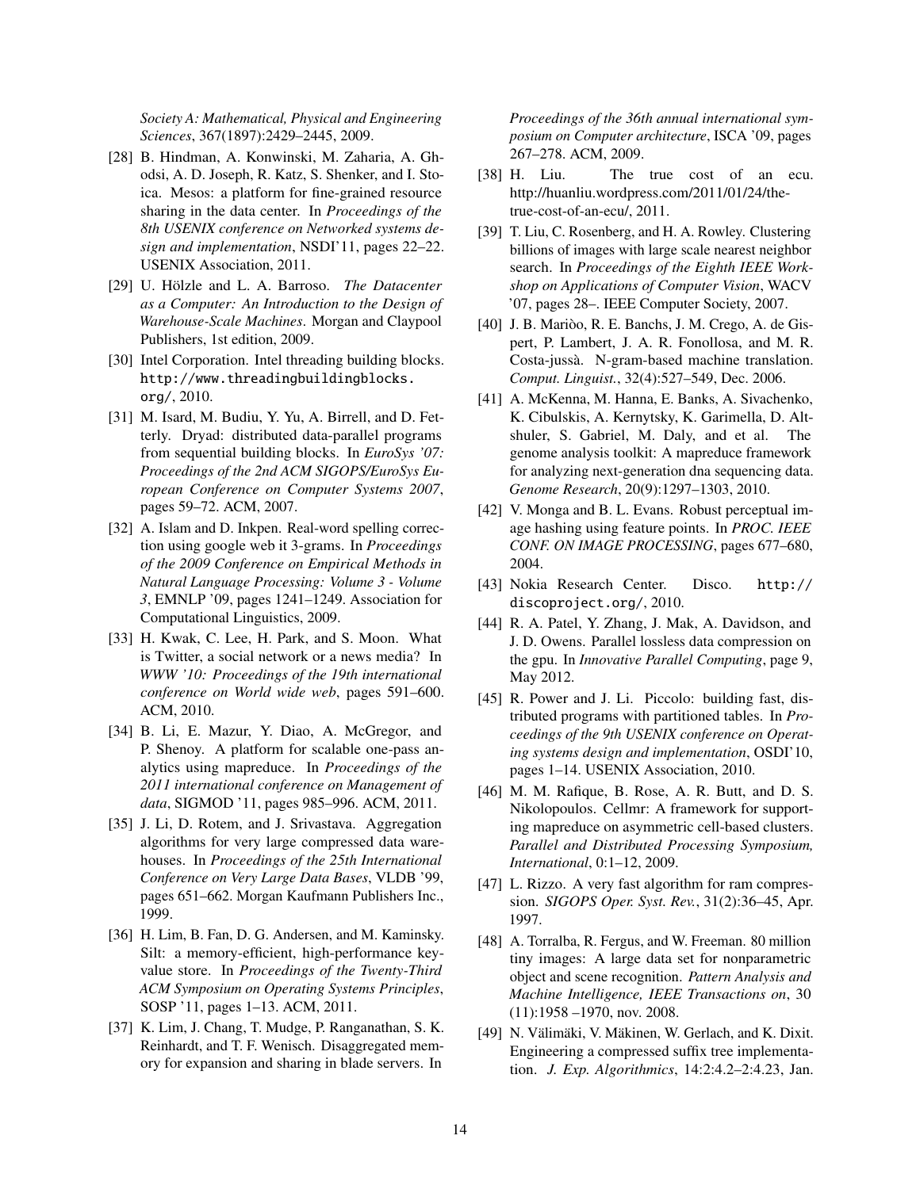*Society A: Mathematical, Physical and Engineering Sciences*, 367(1897):2429–2445, 2009.

[28] B. Hindman, A. Konwinski, M. Zaharia, A. Ghodsi, A. D. Joseph, R. Katz, S. Shenker, and I. Stoica. Mesos: a platform for fine-grained resource sharing in the data center. In *Proceedings of the 8th USENIX conference on Networked systems design and implementation*, NSDI'11, pages 22–22. USENIX Association, 2011.

[29] U. Hölzle and L. A. Barroso. *The Datacenter as a Computer: An Introduction to the Design of Warehouse-Scale Machines*. Morgan and Claypool Publishers, 1st edition, 2009.

[30] Intel Corporation. Intel threading building blocks. `http://www.threadingbuildingblocks.org/`, 2010.

[31] M. Isard, M. Budiu, Y. Yu, A. Birrell, and D. Fetterly. Dryad: distributed data-parallel programs from sequential building blocks. In *EuroSys '07: Proceedings of the 2nd ACM SIGOPS/EuroSys European Conference on Computer Systems 2007*, pages 59–72. ACM, 2007.

[32] A. Islam and D. Inkpen. Real-word spelling correction using google web it 3-grams. In *Proceedings of the 2009 Conference on Empirical Methods in Natural Language Processing: Volume 3 - Volume 3*, EMNLP '09, pages 1241–1249. Association for Computational Linguistics, 2009.

[33] H. Kwak, C. Lee, H. Park, and S. Moon. What is Twitter, a social network or a news media? In *WWW '10: Proceedings of the 19th international conference on World wide web*, pages 591–600. ACM, 2010.

[34] B. Li, E. Mazur, Y. Diao, A. McGregor, and P. Shenoy. A platform for scalable one-pass analytics using mapreduce. In *Proceedings of the 2011 international conference on Management of data*, SIGMOD '11, pages 985–996. ACM, 2011.

[35] J. Li, D. Rotem, and J. Srivastava. Aggregation algorithms for very large compressed data warehouses. In *Proceedings of the 25th International Conference on Very Large Data Bases*, VLDB '99, pages 651–662. Morgan Kaufmann Publishers Inc., 1999.

[36] H. Lim, B. Fan, D. G. Andersen, and M. Kaminsky. Silt: a memory-efficient, high-performance key-value store. In *Proceedings of the Twenty-Third ACM Symposium on Operating Systems Principles*, SOSP '11, pages 1–13. ACM, 2011.

[37] K. Lim, J. Chang, T. Mudge, P. Ranganathan, S. K. Reinhardt, and T. F. Wenisch. Disaggregated memory for expansion and sharing in blade servers. In *Proceedings of the 36th annual international symposium on Computer architecture*, ISCA '09, pages 267–278. ACM, 2009.

[38] H. Liu. The true cost of an ecu. http://huanliu.wordpress.com/2011/01/24/the-true-cost-of-an-ecu/, 2011.

[39] T. Liu, C. Rosenberg, and H. A. Rowley. Clustering billions of images with large scale nearest neighbor search. In *Proceedings of the Eighth IEEE Workshop on Applications of Computer Vision*, WACV '07, pages 28–. IEEE Computer Society, 2007.

[40] J. B. Mariòo, R. E. Banchs, J. M. Crego, A. de Gispert, P. Lambert, J. A. R. Fonollosa, and M. R. Costa-jussà. N-gram-based machine translation. *Comput. Linguist.*, 32(4):527–549, Dec. 2006.

[41] A. McKenna, M. Hanna, E. Banks, A. Sivachenko, K. Cibulskis, A. Kernytsky, K. Garimella, D. Altshuler, S. Gabriel, M. Daly, and et al. The genome analysis toolkit: A mapreduce framework for analyzing next-generation dna sequencing data. *Genome Research*, 20(9):1297–1303, 2010.

[42] V. Monga and B. L. Evans. Robust perceptual image hashing using feature points. In *PROC. IEEE CONF. ON IMAGE PROCESSING*, pages 677–680, 2004.

[43] Nokia Research Center. Disco. `http://discoproject.org/`, 2010.

[44] R. A. Patel, Y. Zhang, J. Mak, A. Davidson, and J. D. Owens. Parallel lossless data compression on the gpu. In *Innovative Parallel Computing*, page 9, May 2012.

[45] R. Power and J. Li. Piccolo: building fast, distributed programs with partitioned tables. In *Proceedings of the 9th USENIX conference on Operating systems design and implementation*, OSDI'10, pages 1–14. USENIX Association, 2010.

[46] M. M. Rafique, B. Rose, A. R. Butt, and D. S. Nikolopoulos. Cellmr: A framework for supporting mapreduce on asymmetric cell-based clusters. *Parallel and Distributed Processing Symposium, International*, 0:1–12, 2009.

[47] L. Rizzo. A very fast algorithm for ram compression. *SIGOPS Oper. Syst. Rev.*, 31(2):36–45, Apr. 1997.

[48] A. Torralba, R. Fergus, and W. Freeman. 80 million tiny images: A large data set for nonparametric object and scene recognition. *Pattern Analysis and Machine Intelligence, IEEE Transactions on*, 30 (11):1958 –1970, nov. 2008.

[49] N. Välimäki, V. Mäkinen, W. Gerlach, and K. Dixit. Engineering a compressed suffix tree implementation. *J. Exp. Algorithmics*, 14:2:4.2–2:4.23, Jan.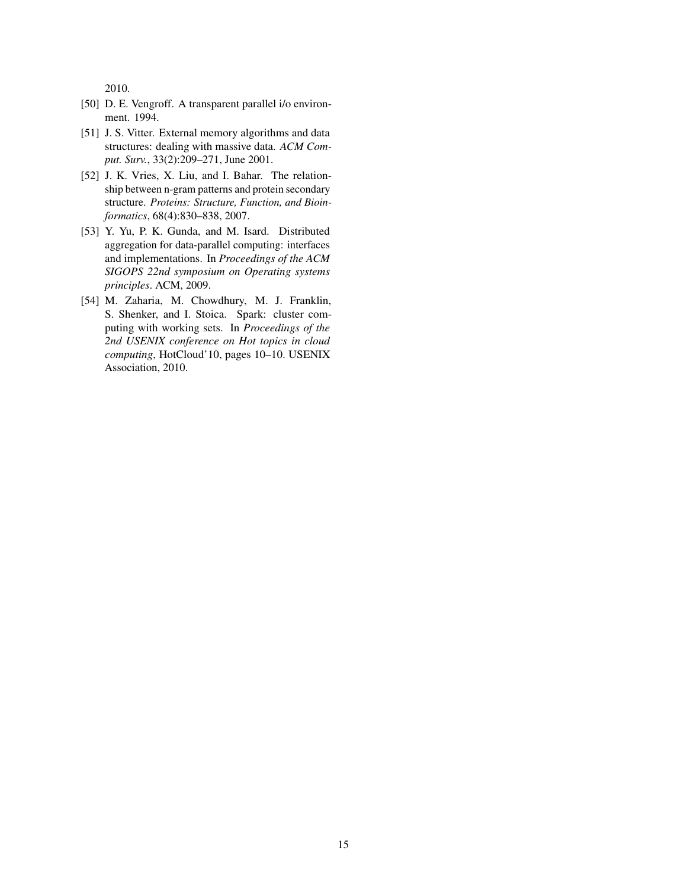2010.

- [50] D. E. Vengroff. A transparent parallel i/o environment. 1994.
- [51] J. S. Vitter. External memory algorithms and data structures: dealing with massive data. *ACM Comput. Surv.*, 33(2):209–271, June 2001.
- [52] J. K. Vries, X. Liu, and I. Bahar. The relationship between n-gram patterns and protein secondary structure. *Proteins: Structure, Function, and Bioinformatics*, 68(4):830–838, 2007.
- [53] Y. Yu, P. K. Gunda, and M. Isard. Distributed aggregation for data-parallel computing: interfaces and implementations. In *Proceedings of the ACM SIGOPS 22nd symposium on Operating systems principles*. ACM, 2009.
- [54] M. Zaharia, M. Chowdhury, M. J. Franklin, S. Shenker, and I. Stoica. Spark: cluster computing with working sets. In *Proceedings of the 2nd USENIX conference on Hot topics in cloud computing*, HotCloud'10, pages 10–10. USENIX Association, 2010.